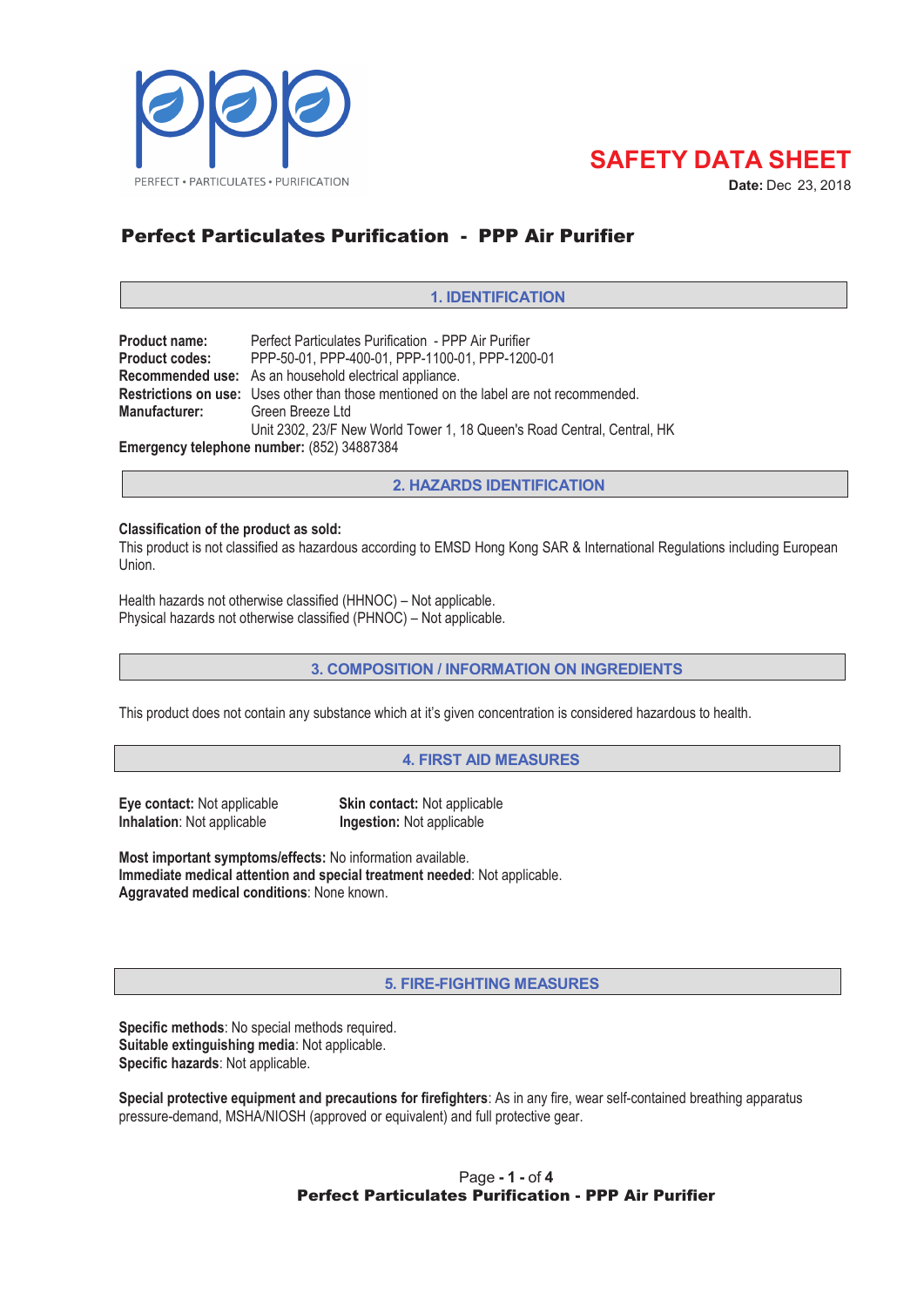PERFECT • PARTICULATES • PURIFICATION

# SAFETY DATA SHEET

**Date:** Dec 23, 2018

## Perfect Particulates Purification - PPP Air Purifier

### 1. IDENTIFICATION

**Product name:** Perfect Particulates Purification - PPP Air Purifier
**Product codes:** PPP-50-01, PPP-400-01, PPP-1100-01, PPP-1200-01
**Recommended use:** As an household electrical appliance.
**Restrictions on use:** Uses other than those mentioned on the label are not recommended.
**Manufacturer:** Green Breeze Ltd
Unit 2302, 23/F New World Tower 1, 18 Queen's Road Central, Central, HK
**Emergency telephone number:** (852) 34887384

### 2. HAZARDS IDENTIFICATION

**Classification of the product as sold:**
This product is not classified as hazardous according to EMSD Hong Kong SAR & International Regulations including European Union.

Health hazards not otherwise classified (HHNOC) – Not applicable.
Physical hazards not otherwise classified (PHNOC) – Not applicable.

### 3. COMPOSITION / INFORMATION ON INGREDIENTS

This product does not contain any substance which at it's given concentration is considered hazardous to health.

### 4. FIRST AID MEASURES

**Eye contact:** Not applicable
**Inhalation**: Not applicable
**Skin contact:** Not applicable
**Ingestion:** Not applicable

**Most important symptoms/effects:** No information available.
**Immediate medical attention and special treatment needed**: Not applicable.
**Aggravated medical conditions**: None known.

### 5. FIRE-FIGHTING MEASURES

**Specific methods**: No special methods required.
**Suitable extinguishing media**: Not applicable.
**Specific hazards**: Not applicable.

**Special protective equipment and precautions for firefighters**: As in any fire, wear self-contained breathing apparatus pressure-demand, MSHA/NIOSH (approved or equivalent) and full protective gear.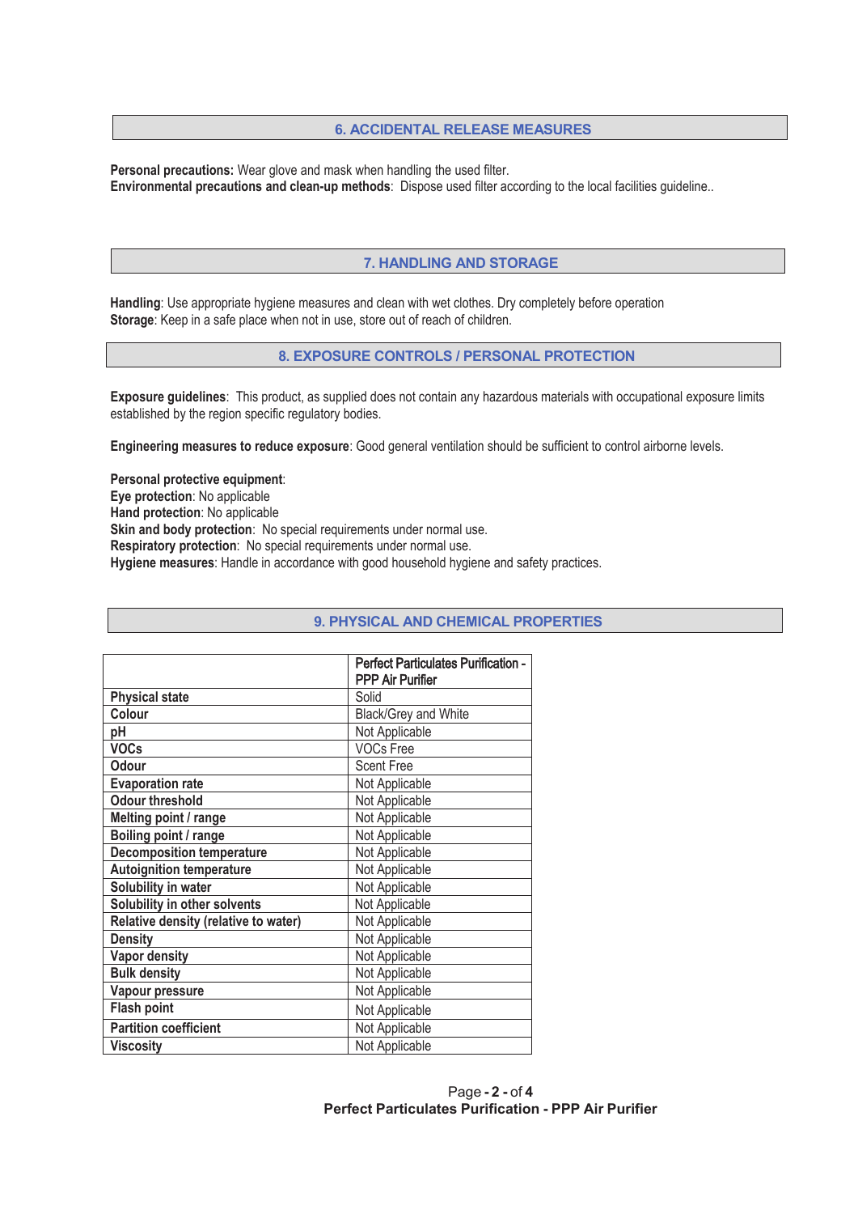## 6. ACCIDENTAL RELEASE MEASURES

**Personal precautions:** Wear glove and mask when handling the used filter.
**Environmental precautions and clean-up methods**: Dispose used filter according to the local facilities guideline..

## 7. HANDLING AND STORAGE

**Handling**: Use appropriate hygiene measures and clean with wet clothes. Dry completely before operation
**Storage**: Keep in a safe place when not in use, store out of reach of children.

## 8. EXPOSURE CONTROLS / PERSONAL PROTECTION

**Exposure guidelines**: This product, as supplied does not contain any hazardous materials with occupational exposure limits established by the region specific regulatory bodies.

**Engineering measures to reduce exposure**: Good general ventilation should be sufficient to control airborne levels.

**Personal protective equipment**:
**Eye protection**: No applicable
**Hand protection**: No applicable
**Skin and body protection**: No special requirements under normal use.
**Respiratory protection**: No special requirements under normal use.
**Hygiene measures**: Handle in accordance with good household hygiene and safety practices.

## 9. PHYSICAL AND CHEMICAL PROPERTIES

| | Perfect Particulates Purification - PPP Air Purifier |
|---|---|
| **Physical state** | Solid |
| **Colour** | Black/Grey and White |
| **pH** | Not Applicable |
| **VOCs** | VOCs Free |
| **Odour** | Scent Free |
| **Evaporation rate** | Not Applicable |
| **Odour threshold** | Not Applicable |
| **Melting point / range** | Not Applicable |
| **Boiling point / range** | Not Applicable |
| **Decomposition temperature** | Not Applicable |
| **Autoignition temperature** | Not Applicable |
| **Solubility in water** | Not Applicable |
| **Solubility in other solvents** | Not Applicable |
| **Relative density (relative to water)** | Not Applicable |
| **Density** | Not Applicable |
| **Vapor density** | Not Applicable |
| **Bulk density** | Not Applicable |
| **Vapour pressure** | Not Applicable |
| **Flash point** | Not Applicable |
| **Partition coefficient** | Not Applicable |
| **Viscosity** | Not Applicable |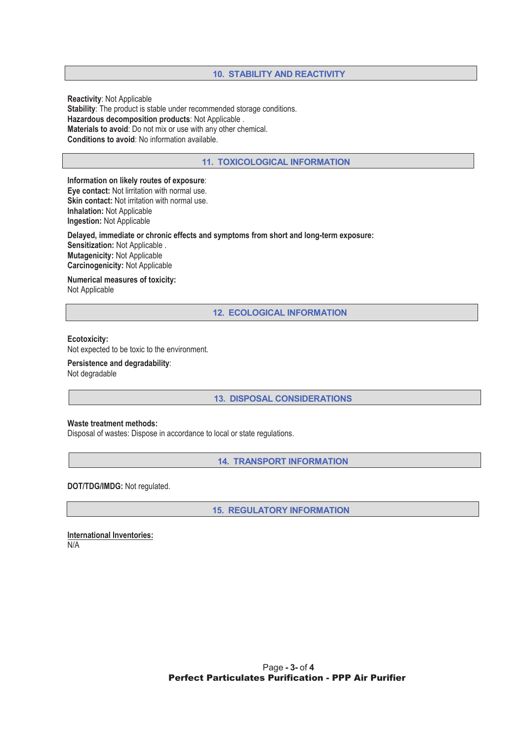## 10. STABILITY AND REACTIVITY

**Reactivity**: Not Applicable
**Stability**: The product is stable under recommended storage conditions.
**Hazardous decomposition products**: Not Applicable .
**Materials to avoid**: Do not mix or use with any other chemical.
**Conditions to avoid**: No information available.

## 11. TOXICOLOGICAL INFORMATION

**Information on likely routes of exposure**:
**Eye contact:** Not lirritation with normal use.
**Skin contact:** Not irritation with normal use.
**Inhalation:** Not Applicable
**Ingestion:** Not Applicable

**Delayed, immediate or chronic effects and symptoms from short and long-term exposure:**
**Sensitization:** Not Applicable .
**Mutagenicity:** Not Applicable
**Carcinogenicity:** Not Applicable

**Numerical measures of toxicity:**
Not Applicable

## 12. ECOLOGICAL INFORMATION

**Ecotoxicity:**
Not expected to be toxic to the environment.

**Persistence and degradability**:
Not degradable

## 13. DISPOSAL CONSIDERATIONS

**Waste treatment methods:**
Disposal of wastes: Dispose in accordance to local or state regulations.

## 14. TRANSPORT INFORMATION

**DOT/TDG/IMDG:** Not regulated.

## 15. REGULATORY INFORMATION

**International Inventories:**
N/A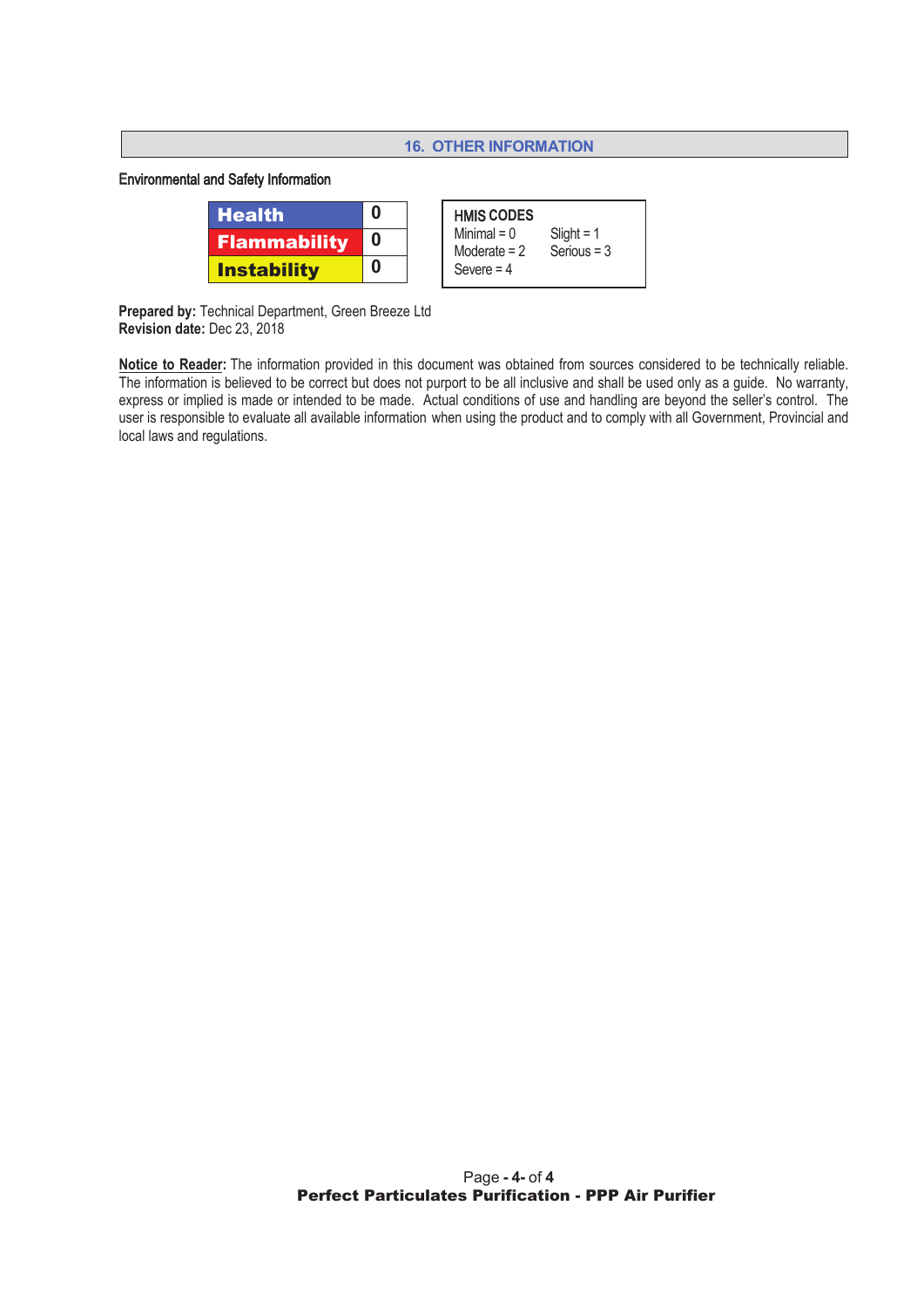## 16. OTHER INFORMATION

**Environmental and Safety Information**

| | |
|---|---|
| **Health** | **0** |
| **Flammability** | **0** |
| **Instability** | **0** |

| HMIS CODES | |
|---|---|
| Minimal = 0 | Slight = 1 |
| Moderate = 2 | Serious = 3 |
| Severe = 4 | |

**Prepared by:** Technical Department, Green Breeze Ltd
**Revision date:** Dec 23, 2018

**Notice to Reader:** The information provided in this document was obtained from sources considered to be technically reliable. The information is believed to be correct but does not purport to be all inclusive and shall be used only as a guide. No warranty, express or implied is made or intended to be made. Actual conditions of use and handling are beyond the seller's control. The user is responsible to evaluate all available information when using the product and to comply with all Government, Provincial and local laws and regulations.